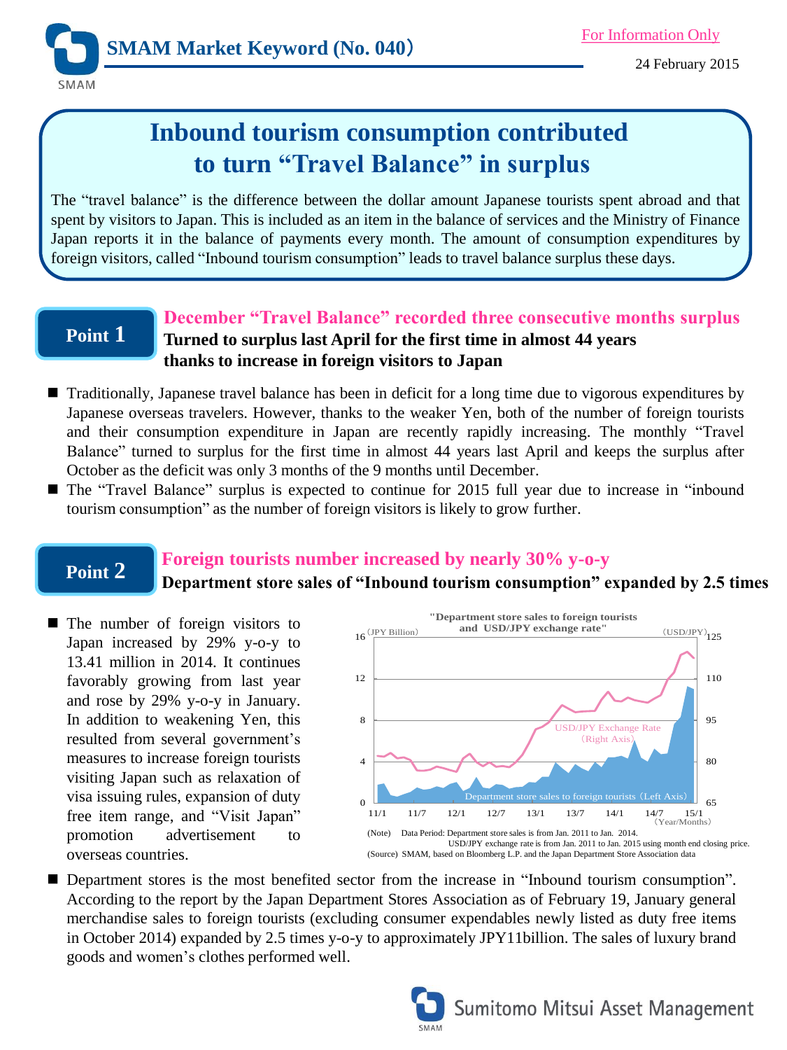# SMAM Market Keyword (No. 040)

For Information Only

24 February 2015

## Inbound tourism consumption contributed to turn "Travel Balance" in surplus

The "travel balance" is the difference between the dollar amount Japanese tourists spent abroad and that spent by visitors to Japan. This is included as an item in the balance of services and the Ministry of Finance Japan reports it in the balance of payments every month. The amount of consumption expenditures by foreign visitors, called "Inbound tourism consumption" leads to travel balance surplus these days.

### Point 1

**December "Travel Balance" recorded three consecutive months surplus**

**Turned to surplus last April for the first time in almost 44 years thanks to increase in foreign visitors to Japan**

- Traditionally, Japanese travel balance has been in deficit for a long time due to vigorous expenditures by Japanese overseas travelers. However, thanks to the weaker Yen, both of the number of foreign tourists and their consumption expenditure in Japan are recently rapidly increasing. The monthly "Travel Balance" turned to surplus for the first time in almost 44 years last April and keeps the surplus after October as the deficit was only 3 months of the 9 months until December.
- The "Travel Balance" surplus is expected to continue for 2015 full year due to increase in "inbound tourism consumption" as the number of foreign visitors is likely to grow further.

### Point 2

**Foreign tourists number increased by nearly 30% y-o-y**

**Department store sales of "Inbound tourism consumption" expanded by 2.5 times**

- The number of foreign visitors to Japan increased by 29% y-o-y to 13.41 million in 2014. It continues favorably growing from last year and rose by 29% y-o-y in January. In addition to weakening Yen, this resulted from several government's measures to increase foreign tourists visiting Japan such as relaxation of visa issuing rules, expansion of duty free item range, and "Visit Japan" promotion advertisement to overseas countries.

"Department store sales to foreign tourists and USD/JPY exchange rate"

(Note) Data Period: Department store sales is from Jan. 2011 to Jan. 2014. USD/JPY exchange rate is from Jan. 2011 to Jan. 2015 using month end closing price.
(Source) SMAM, based on Bloomberg L.P. and the Japan Department Store Association data

- Department stores is the most benefited sector from the increase in "Inbound tourism consumption". According to the report by the Japan Department Stores Association as of February 19, January general merchandise sales to foreign tourists (excluding consumer expendables newly listed as duty free items in October 2014) expanded by 2.5 times y-o-y to approximately JPY11billion. The sales of luxury brand goods and women's clothes performed well.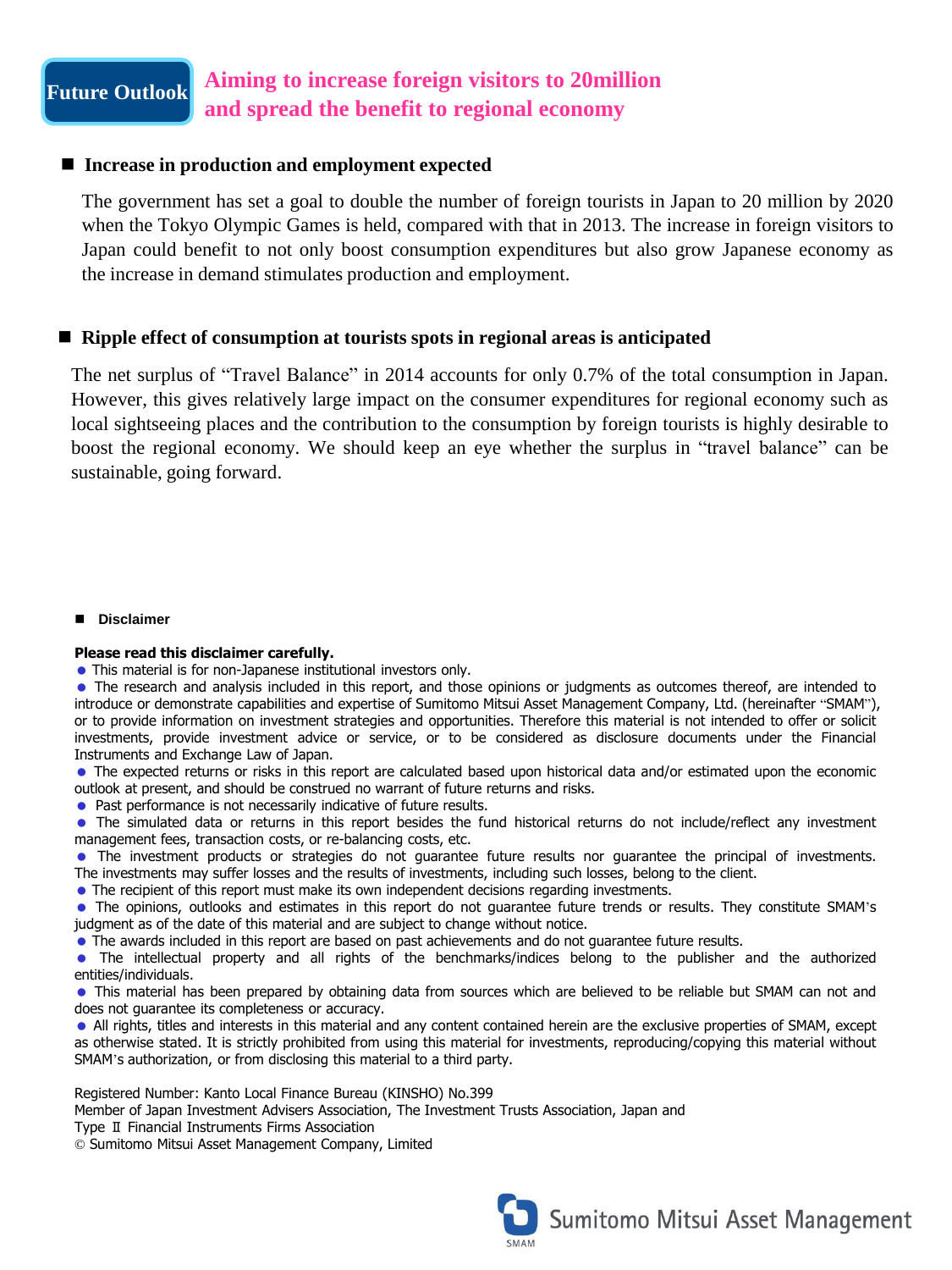**Future Outlook**

## Aiming to increase foreign visitors to 20million and spread the benefit to regional economy

### ■ Increase in production and employment expected

The government has set a goal to double the number of foreign tourists in Japan to 20 million by 2020 when the Tokyo Olympic Games is held, compared with that in 2013. The increase in foreign visitors to Japan could benefit to not only boost consumption expenditures but also grow Japanese economy as the increase in demand stimulates production and employment.

### ■ Ripple effect of consumption at tourists spots in regional areas is anticipated

The net surplus of "Travel Balance" in 2014 accounts for only 0.7% of the total consumption in Japan. However, this gives relatively large impact on the consumer expenditures for regional economy such as local sightseeing places and the contribution to the consumption by foreign tourists is highly desirable to boost the regional economy. We should keep an eye whether the surplus in "travel balance" can be sustainable, going forward.

#### ■ Disclaimer

**Please read this disclaimer carefully.**

- This material is for non-Japanese institutional investors only.
- The research and analysis included in this report, and those opinions or judgments as outcomes thereof, are intended to introduce or demonstrate capabilities and expertise of Sumitomo Mitsui Asset Management Company, Ltd. (hereinafter "SMAM"), or to provide information on investment strategies and opportunities. Therefore this material is not intended to offer or solicit investments, provide investment advice or service, or to be considered as disclosure documents under the Financial Instruments and Exchange Law of Japan.
- The expected returns or risks in this report are calculated based upon historical data and/or estimated upon the economic outlook at present, and should be construed no warrant of future returns and risks.
- Past performance is not necessarily indicative of future results.
- The simulated data or returns in this report besides the fund historical returns do not include/reflect any investment management fees, transaction costs, or re-balancing costs, etc.
- The investment products or strategies do not guarantee future results nor guarantee the principal of investments. The investments may suffer losses and the results of investments, including such losses, belong to the client.
- The recipient of this report must make its own independent decisions regarding investments.
- The opinions, outlooks and estimates in this report do not guarantee future trends or results. They constitute SMAM's judgment as of the date of this material and are subject to change without notice.
- The awards included in this report are based on past achievements and do not guarantee future results.
- The intellectual property and all rights of the benchmarks/indices belong to the publisher and the authorized entities/individuals.
- This material has been prepared by obtaining data from sources which are believed to be reliable but SMAM can not and does not guarantee its completeness or accuracy.
- All rights, titles and interests in this material and any content contained herein are the exclusive properties of SMAM, except as otherwise stated. It is strictly prohibited from using this material for investments, reproducing/copying this material without SMAM's authorization, or from disclosing this material to a third party.

Registered Number: Kanto Local Finance Bureau (KINSHO) No.399
Member of Japan Investment Advisers Association, The Investment Trusts Association, Japan and
Type Ⅱ Financial Instruments Firms Association
© Sumitomo Mitsui Asset Management Company, Limited

Sumitomo Mitsui Asset Management
SMAM